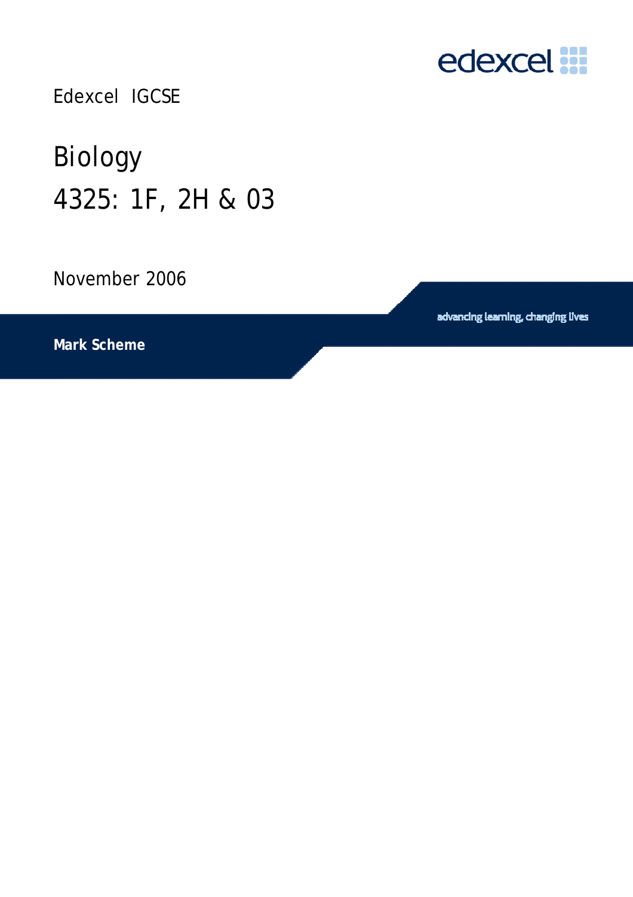edexcel

Edexcel IGCSE

# Biology

# 4325: 1F, 2H & 03

November 2006

advancing learning, changing lives

**Mark Scheme**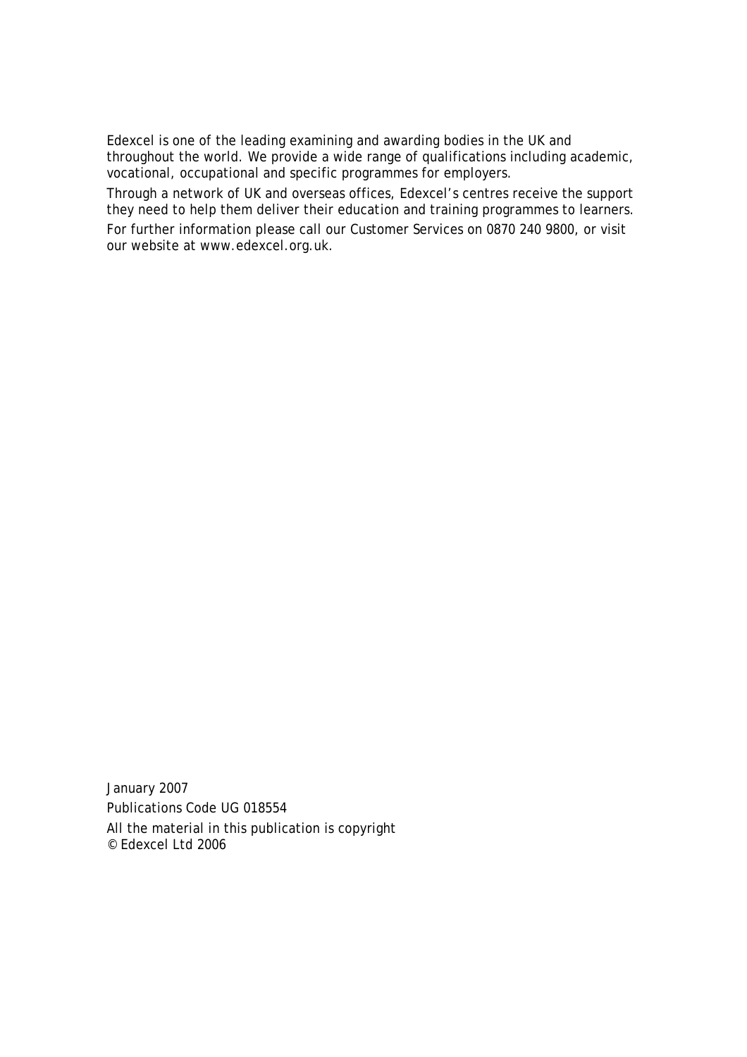Edexcel is one of the leading examining and awarding bodies in the UK and throughout the world. We provide a wide range of qualifications including academic, vocational, occupational and specific programmes for employers.

Through a network of UK and overseas offices, Edexcel's centres receive the support they need to help them deliver their education and training programmes to learners.

For further information please call our Customer Services on 0870 240 9800, or visit our website at www.edexcel.org.uk.

January 2007

Publications Code UG 018554

All the material in this publication is copyright
© Edexcel Ltd 2006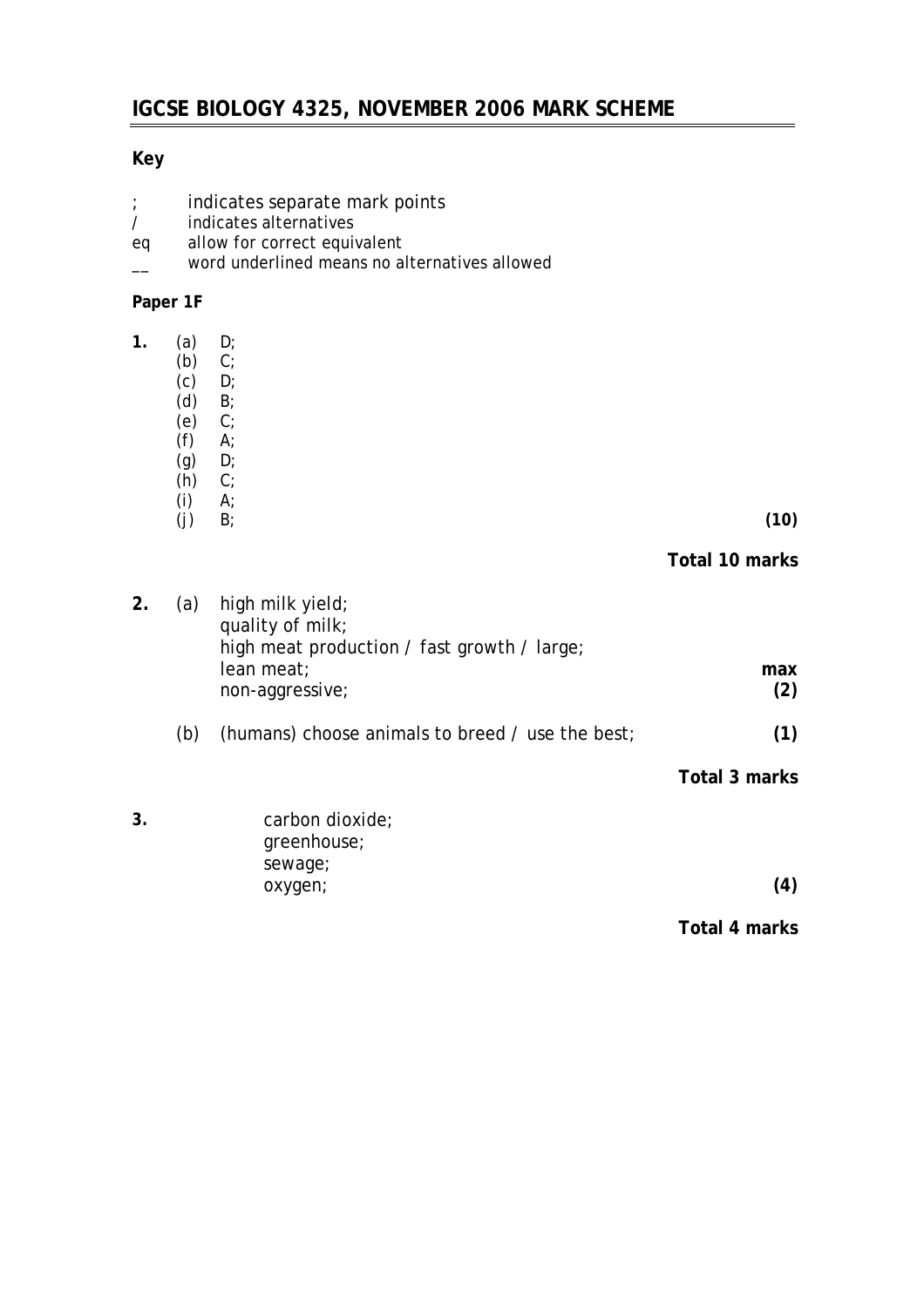# IGCSE BIOLOGY 4325, NOVEMBER 2006 MARK SCHEME

**Key**

| | |
|---|---|
| ; | indicates separate mark points |
| / | indicates alternatives |
| eq | allow for correct equivalent |
| __ | word underlined means no alternatives allowed |

**Paper 1F**

**1.**

| | | |
|---|---|---|
| (a) | D; | |
| (b) | C; | |
| (c) | D; | |
| (d) | B; | |
| (e) | C; | |
| (f) | A; | |
| (g) | D; | |
| (h) | C; | |
| (i) | A; | |
| (j) | B; | **(10)** |

**Total 10 marks**

**2.**

| | | |
|---|---|---|
| (a) | high milk yield;<br>quality of milk;<br>high meat production / fast growth / large;<br>lean meat;<br>non-aggressive; | **max (2)** |
| (b) | (humans) choose animals to breed / use the best; | **(1)** |

**Total 3 marks**

**3.**

carbon dioxide;
greenhouse;
sewage;
oxygen; **(4)**

**Total 4 marks**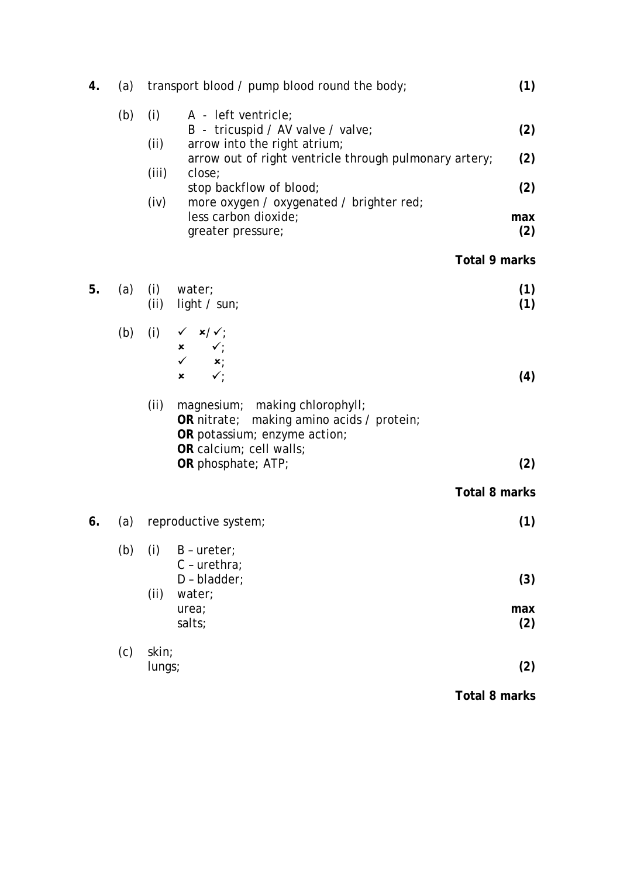**4.** (a) transport blood / pump blood round the body; **(1)**

(b) (i) A - left ventricle;
B - tricuspid / AV valve / valve; **(2)**

(ii) arrow into the right atrium;
arrow out of right ventricle through pulmonary artery; **(2)**

(iii) close;
stop backflow of blood; **(2)**

(iv) more oxygen / oxygenated / brighter red;
less carbon dioxide;
greater pressure; **max (2)**

**Total 9 marks**

**5.** (a) (i) water; **(1)**
(ii) light / sun; **(1)**

(b) (i)
✓ ✗/✓;
✗ ✓;
✓ ✗;
✗ ✓; **(4)**

(ii) magnesium; making chlorophyll;
**OR** nitrate; making amino acids / protein;
**OR** potassium; enzyme action;
**OR** calcium; cell walls;
**OR** phosphate; ATP; **(2)**

**Total 8 marks**

**6.** (a) reproductive system; **(1)**

(b) (i) B – ureter;
C – urethra;
D – bladder; **(3)**

(ii) water;
urea;
salts; **max (2)**

(c) skin;
lungs; **(2)**

**Total 8 marks**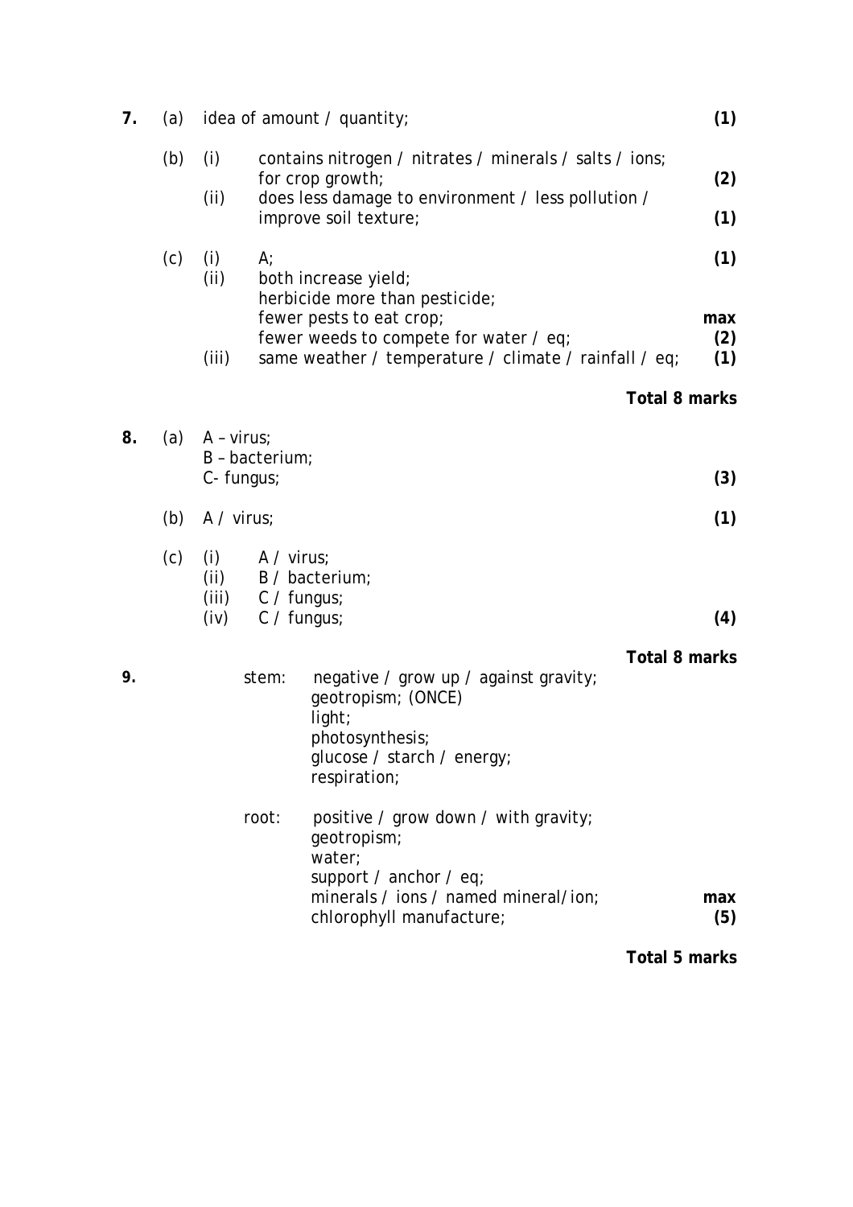**7.** (a) idea of amount / quantity; **(1)**

(b) (i) contains nitrogen / nitrates / minerals / salts / ions; for crop growth; **(2)**

(ii) does less damage to environment / less pollution / improve soil texture; **(1)**

(c) (i) A; **(1)**

(ii) both increase yield;
herbicide more than pesticide;
fewer pests to eat crop;
fewer weeds to compete for water / eq; **max (2)**

(iii) same weather / temperature / climate / rainfall / eq; **(1)**

**Total 8 marks**

**8.** (a) A – virus;
B – bacterium;
C- fungus; **(3)**

(b) A / virus; **(1)**

(c) (i) A / virus;
(ii) B / bacterium;
(iii) C / fungus;
(iv) C / fungus; **(4)**

**Total 8 marks**

**9.** stem: negative / grow up / against gravity;
geotropism; (ONCE)
light;
photosynthesis;
glucose / starch / energy;
respiration;

root: positive / grow down / with gravity;
geotropism;
water;
support / anchor / eq;
minerals / ions / named mineral/ion;
chlorophyll manufacture; **max (5)**

**Total 5 marks**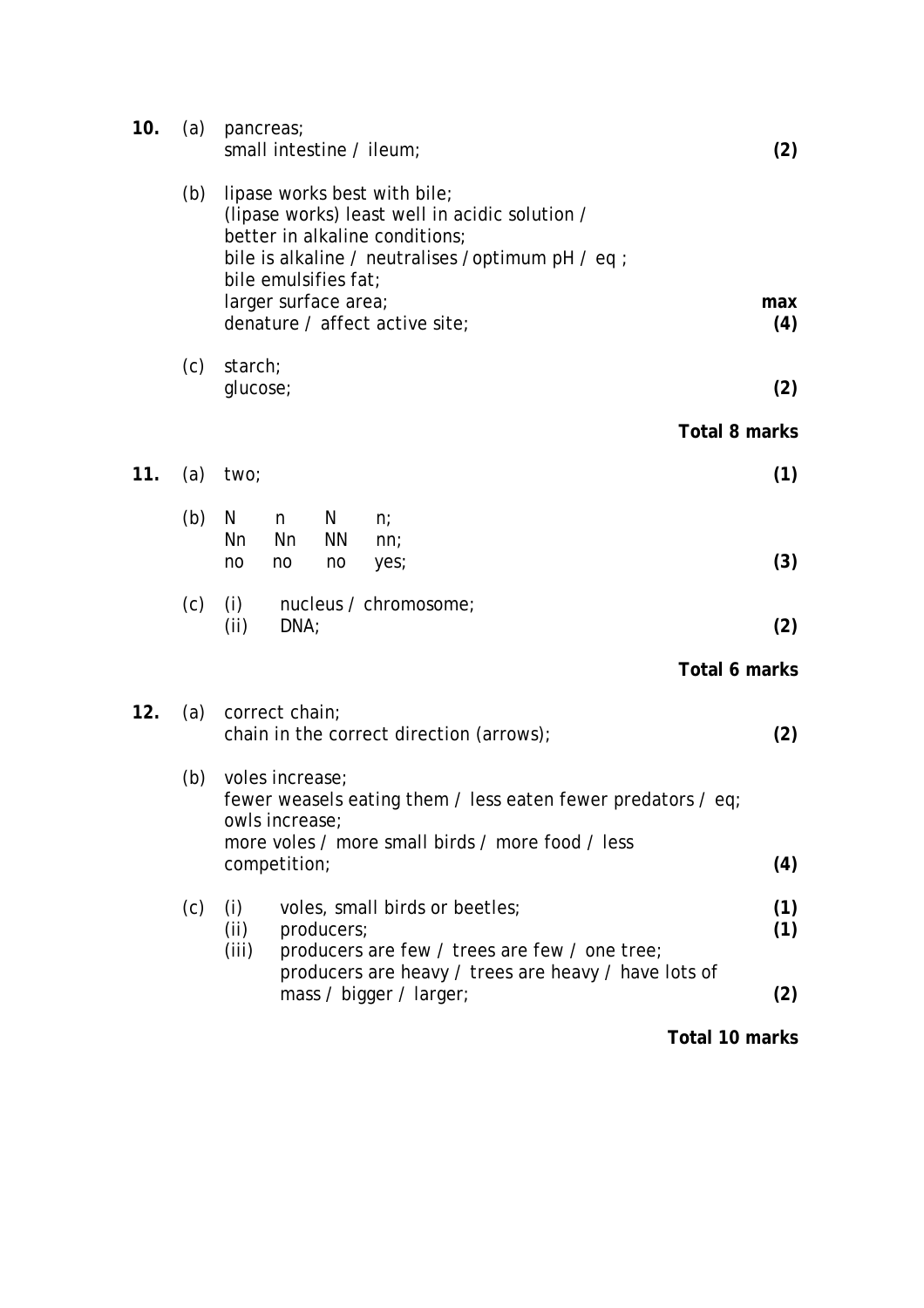**10.** (a) pancreas;
small intestine / ileum; **(2)**

(b) lipase works best with bile;
(lipase works) least well in acidic solution /
better in alkaline conditions;
bile is alkaline / neutralises / optimum pH / eq ;
bile emulsifies fat;
larger surface area;
denature / affect active site; **max (4)**

(c) starch;
glucose; **(2)**

**Total 8 marks**

**11.** (a) two; **(1)**

(b)

| N | n | N | n; |
|---|---|---|---|
| Nn | Nn | NN | nn; |
| no | no | no | yes; |

**(3)**

(c) (i) nucleus / chromosome;
(ii) DNA; **(2)**

**Total 6 marks**

**12.** (a) correct chain;
chain in the correct direction (arrows); **(2)**

(b) voles increase;
fewer weasels eating them / less eaten fewer predators / eq;
owls increase;
more voles / more small birds / more food / less competition; **(4)**

(c) (i) voles, small birds or beetles; **(1)**
(ii) producers; **(1)**
(iii) producers are few / trees are few / one tree;
producers are heavy / trees are heavy / have lots of mass / bigger / larger; **(2)**

**Total 10 marks**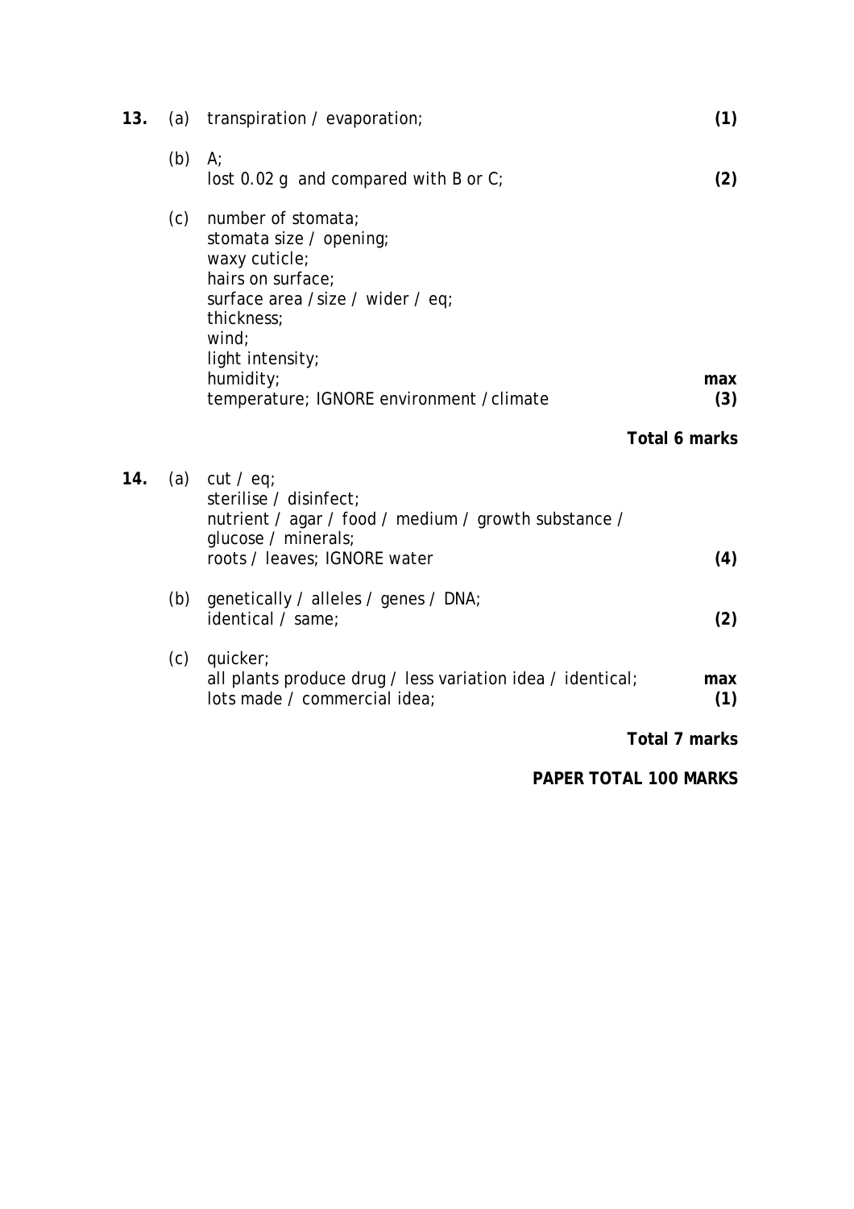| Question | Part | Answer | Marks |
|---|---|---|---|
| **13.** | (a) | transpiration / evaporation; | **(1)** |
| | (b) | A;<br>lost 0.02 g and compared with B or C; | **(2)** |
| | (c) | number of stomata;<br>stomata size / opening;<br>waxy cuticle;<br>hairs on surface;<br>surface area / size / wider / eq;<br>thickness;<br>wind;<br>light intensity;<br>humidity;<br>temperature; IGNORE environment / climate | **max (3)** |
| | | | **Total 6 marks** |
| **14.** | (a) | cut / eq;<br>sterilise / disinfect;<br>nutrient / agar / food / medium / growth substance / glucose / minerals;<br>roots / leaves; IGNORE water | **(4)** |
| | (b) | genetically / alleles / genes / DNA;<br>identical / same; | **(2)** |
| | (c) | quicker;<br>all plants produce drug / less variation idea / identical;<br>lots made / commercial idea; | **max (1)** |
| | | | **Total 7 marks** |

**PAPER TOTAL 100 MARKS**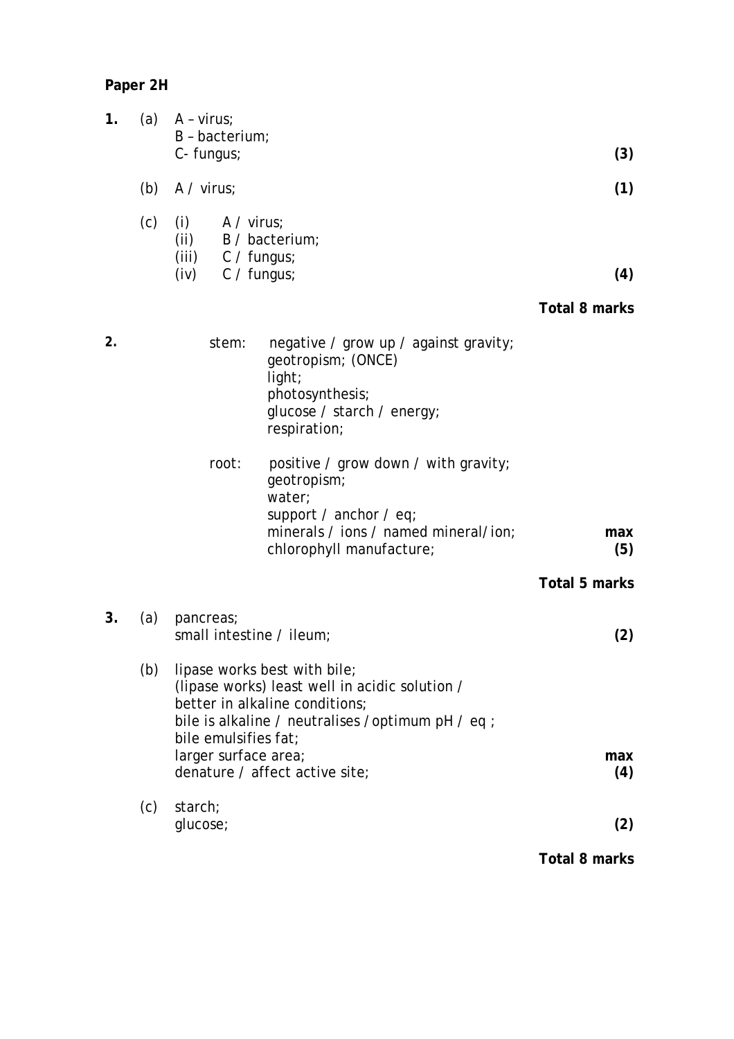**Paper 2H**

**1.** (a) A – virus;
B – bacterium;
C- fungus; **(3)**

(b) A / virus; **(1)**

(c) (i) A / virus;
(ii) B / bacterium;
(iii) C / fungus;
(iv) C / fungus; **(4)**

**Total 8 marks**

**2.** stem: negative / grow up / against gravity;
geotropism; (ONCE)
light;
photosynthesis;
glucose / starch / energy;
respiration;

root: positive / grow down / with gravity;
geotropism;
water;
support / anchor / eq;
minerals / ions / named mineral/ion;
chlorophyll manufacture; **max (5)**

**Total 5 marks**

**3.** (a) pancreas;
small intestine / ileum; **(2)**

(b) lipase works best with bile;
(lipase works) least well in acidic solution / better in alkaline conditions;
bile is alkaline / neutralises / optimum pH / eq ;
bile emulsifies fat;
larger surface area;
denature / affect active site; **max (4)**

(c) starch;
glucose; **(2)**

**Total 8 marks**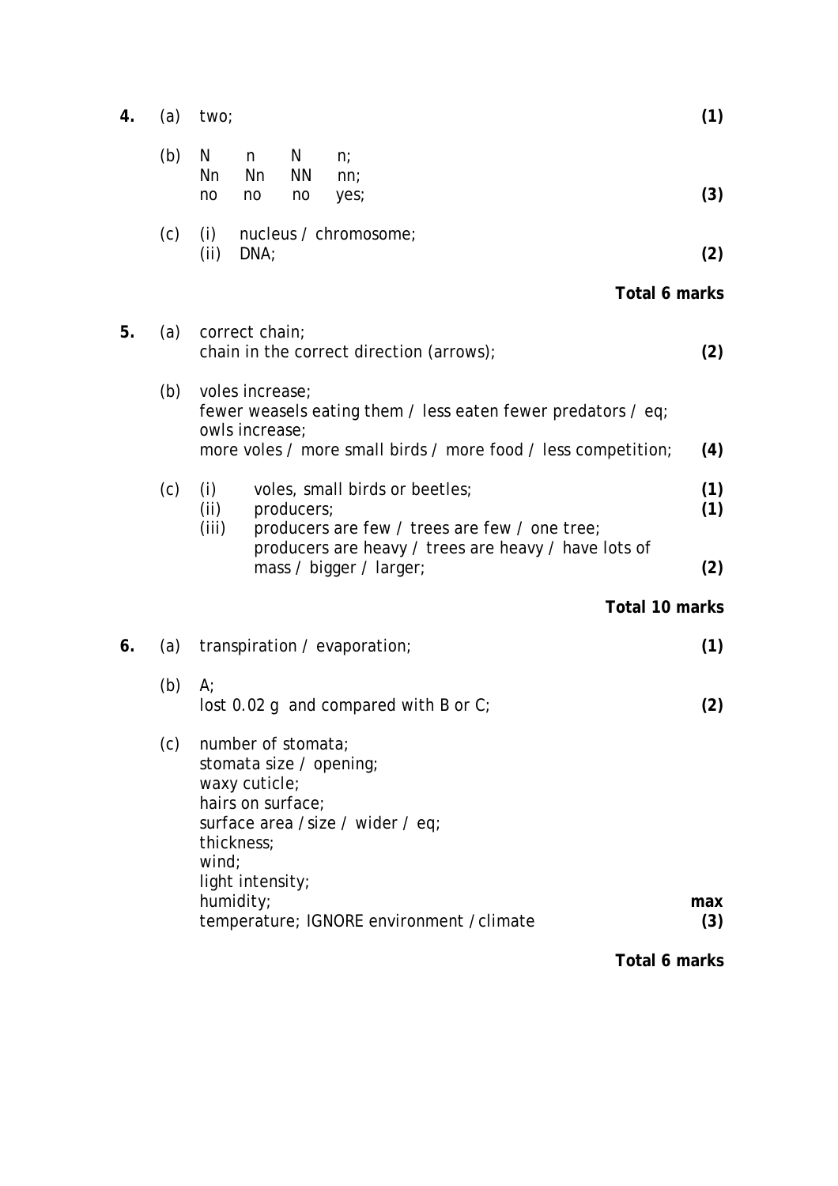| | | | Marks |
|---|---|---|---|
| **4.** | (a) | two; | **(1)** |
| | (b) | N n N n;<br>Nn Nn NN nn;<br>no no no yes; | **(3)** |
| | (c) | (i) nucleus / chromosome;<br>(ii) DNA; | **(2)** |
| | | | **Total 6 marks** |
| **5.** | (a) | correct chain;<br>chain in the correct direction (arrows); | **(2)** |
| | (b) | voles increase;<br>fewer weasels eating them / less eaten fewer predators / eq;<br>owls increase;<br>more voles / more small birds / more food / less competition; | **(4)** |
| | (c) | (i) voles, small birds or beetles; | **(1)** |
| | | (ii) producers; | **(1)** |
| | | (iii) producers are few / trees are few / one tree;<br>producers are heavy / trees are heavy / have lots of mass / bigger / larger; | **(2)** |
| | | | **Total 10 marks** |
| **6.** | (a) | transpiration / evaporation; | **(1)** |
| | (b) | A;<br>lost 0.02 g and compared with B or C; | **(2)** |
| | (c) | number of stomata;<br>stomata size / opening;<br>waxy cuticle;<br>hairs on surface;<br>surface area / size / wider / eq;<br>thickness;<br>wind;<br>light intensity;<br>humidity;<br>temperature; IGNORE environment / climate | **max (3)** |
| | | | **Total 6 marks** |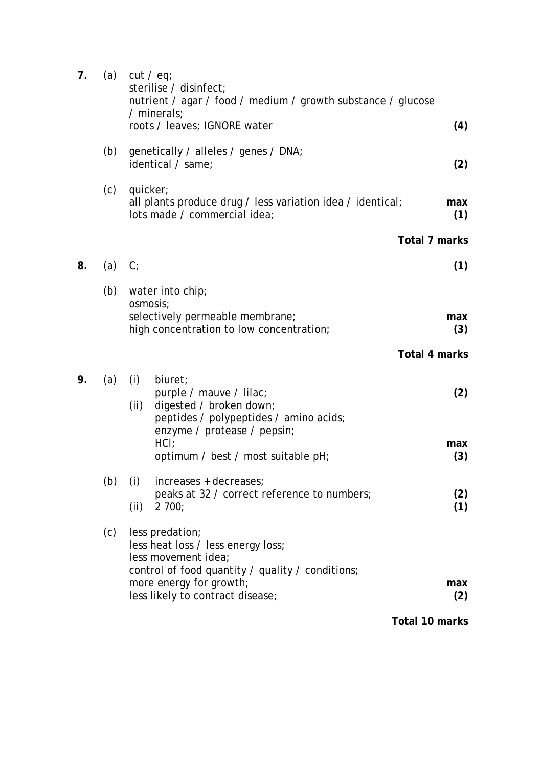**7.** (a) cut / eq;
sterilise / disinfect;
nutrient / agar / food / medium / growth substance / glucose / minerals;
roots / leaves; IGNORE water **(4)**

(b) genetically / alleles / genes / DNA;
identical / same; **(2)**

(c) quicker;
all plants produce drug / less variation idea / identical;
lots made / commercial idea; **max (1)**

**Total 7 marks**

**8.** (a) C; **(1)**

(b) water into chip;
osmosis;
selectively permeable membrane;
high concentration to low concentration; **max (3)**

**Total 4 marks**

**9.** (a) (i) biuret;
purple / mauve / lilac; **(2)**

(ii) digested / broken down;
peptides / polypeptides / amino acids;
enzyme / protease / pepsin;
HCl;
optimum / best / most suitable pH; **max (3)**

(b) (i) increases + decreases;
peaks at 32 / correct reference to numbers; **(2)**

(ii) 2 700; **(1)**

(c) less predation;
less heat loss / less energy loss;
less movement idea;
control of food quantity / quality / conditions;
more energy for growth;
less likely to contract disease; **max (2)**

**Total 10 marks**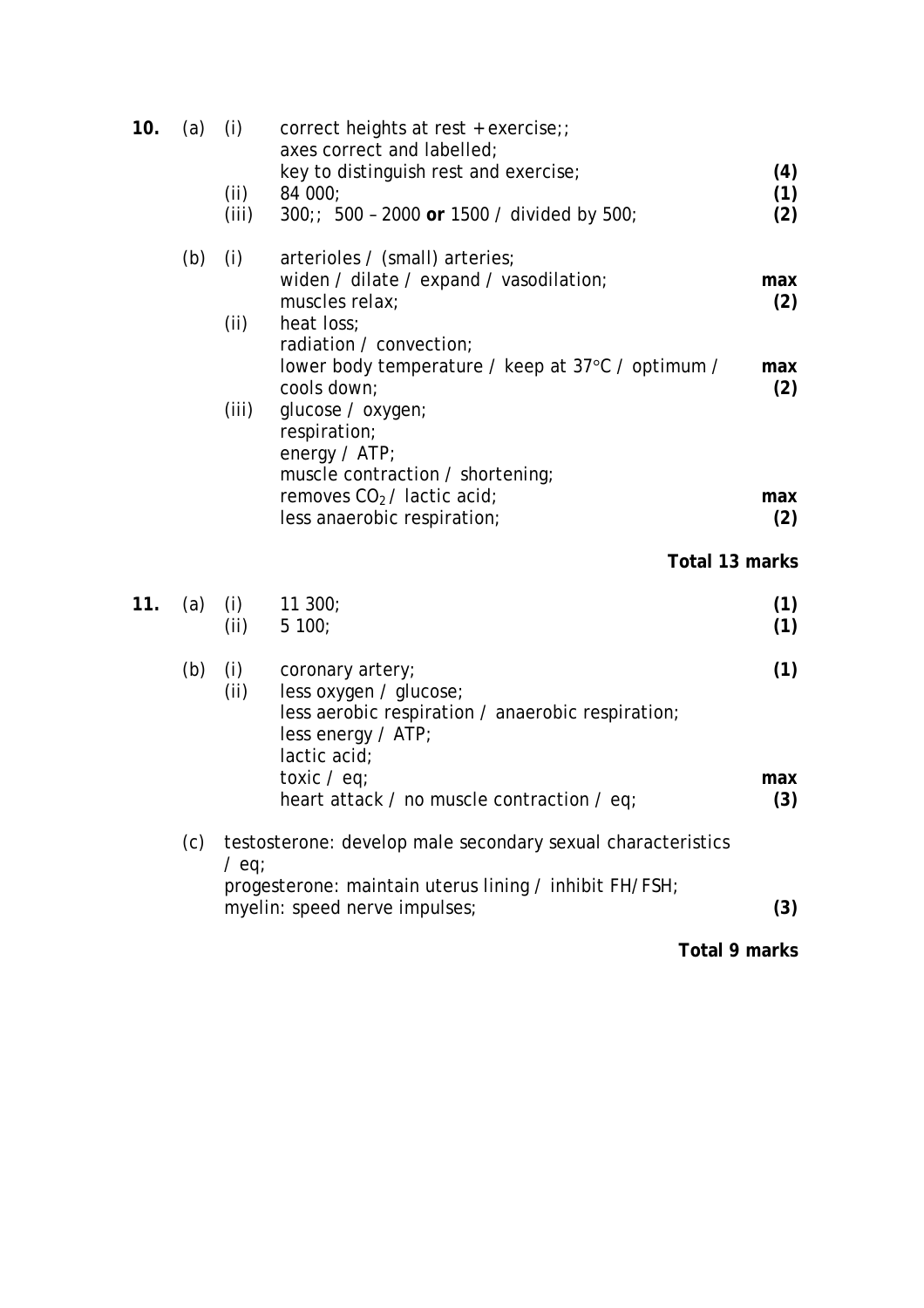| | | | | |
|---|---|---|---|---|
| **10.** | (a) | (i) | correct heights at rest + exercise;;<br>axes correct and labelled;<br>key to distinguish rest and exercise; | **(4)** |
| | | (ii) | 84 000; | **(1)** |
| | | (iii) | 300;; 500 – 2000 **or** 1500 / divided by 500; | **(2)** |
| | (b) | (i) | arterioles / (small) arteries;<br>widen / dilate / expand / vasodilation;<br>muscles relax; | **max (2)** |
| | | (ii) | heat loss;<br>radiation / convection;<br>lower body temperature / keep at 37°C / optimum / cools down; | **max (2)** |
| | | (iii) | glucose / oxygen;<br>respiration;<br>energy / ATP;<br>muscle contraction / shortening;<br>removes $CO_2$ / lactic acid;<br>less anaerobic respiration; | **max (2)** |

**Total 13 marks**

| | | | | |
|---|---|---|---|---|
| **11.** | (a) | (i) | 11 300; | **(1)** |
| | | (ii) | 5 100; | **(1)** |
| | (b) | (i) | coronary artery; | **(1)** |
| | | (ii) | less oxygen / glucose;<br>less aerobic respiration / anaerobic respiration;<br>less energy / ATP;<br>lactic acid;<br>toxic / eq;<br>heart attack / no muscle contraction / eq; | **max (3)** |
| | (c) | | testosterone: develop male secondary sexual characteristics / eq;<br>progesterone: maintain uterus lining / inhibit FH/FSH;<br>myelin: speed nerve impulses; | **(3)** |

**Total 9 marks**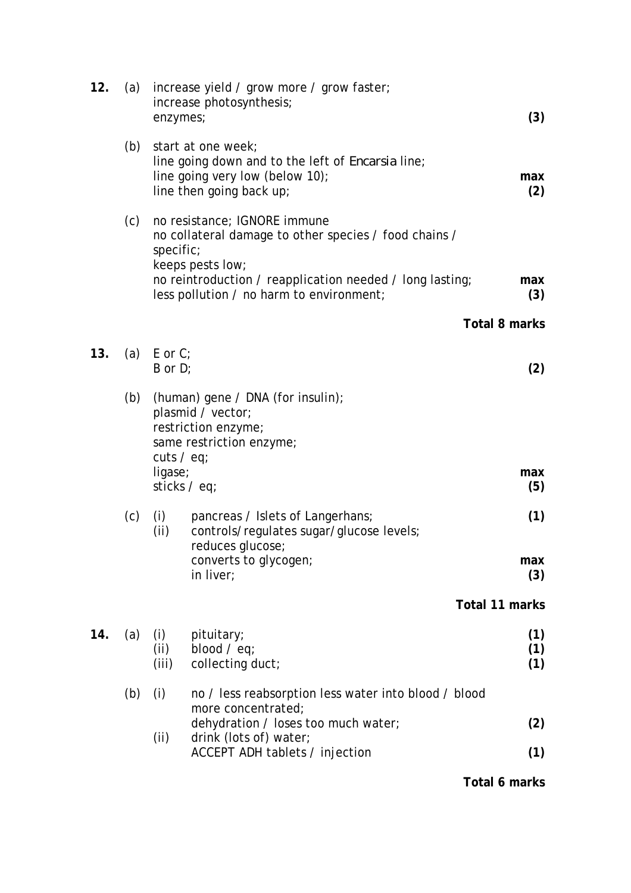**12.** (a) increase yield / grow more / grow faster;
increase photosynthesis;
enzymes; **(3)**

(b) start at one week;
line going down and to the left of *Encarsia* line;
line going very low (below 10);
line then going back up; **max (2)**

(c) no resistance; IGNORE immune
no collateral damage to other species / food chains / specific;
keeps pests low;
no reintroduction / reapplication needed / long lasting;
less pollution / no harm to environment; **max (3)**

**Total 8 marks**

**13.** (a) E or C;
B or D; **(2)**

(b) (human) gene / DNA (for insulin);
plasmid / vector;
restriction enzyme;
same restriction enzyme;
cuts / eq;
ligase;
sticks / eq; **max (5)**

(c) (i) pancreas / Islets of Langerhans; **(1)**

(ii) controls/regulates sugar/glucose levels;
reduces glucose;
converts to glycogen;
in liver; **max (3)**

**Total 11 marks**

**14.** (a) (i) pituitary; **(1)**

(ii) blood / eq; **(1)**

(iii) collecting duct; **(1)**

(b) (i) no / less reabsorption less water into blood / blood more concentrated;
dehydration / loses too much water; **(2)**

(ii) drink (lots of) water;
ACCEPT ADH tablets / injection **(1)**

**Total 6 marks**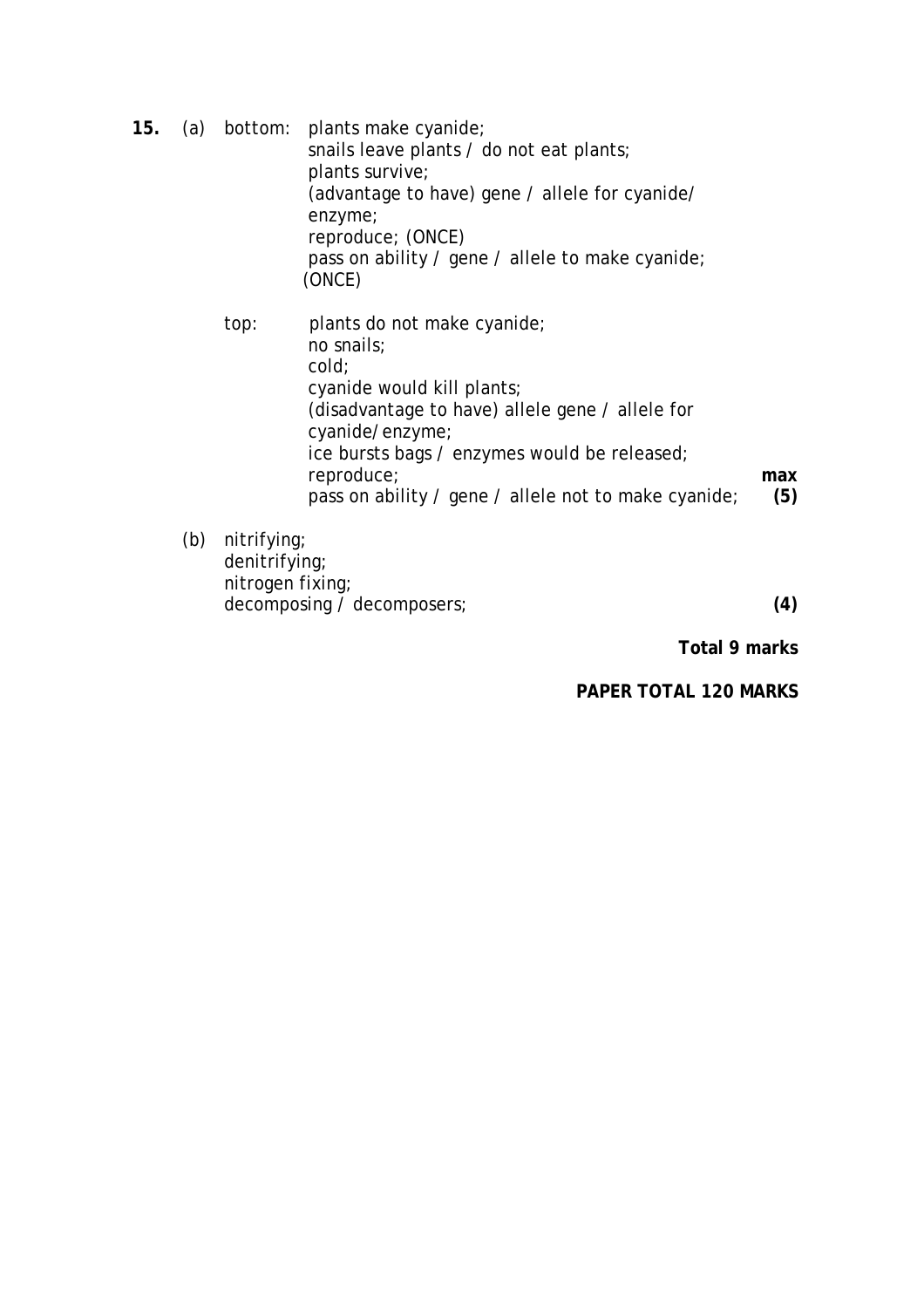**15.** (a) bottom: plants make cyanide;
snails leave plants / do not eat plants;
plants survive;
(advantage to have) gene / allele for cyanide/ enzyme;
reproduce; (ONCE)
pass on ability / gene / allele to make cyanide; (ONCE)

top: plants do not make cyanide;
no snails;
cold;
cyanide would kill plants;
(disadvantage to have) allele gene / allele for cyanide/enzyme;
ice bursts bags / enzymes would be released;
reproduce;
pass on ability / gene / allele not to make cyanide; **max (5)**

(b) nitrifying;
denitrifying;
nitrogen fixing;
decomposing / decomposers; **(4)**

**Total 9 marks**

**PAPER TOTAL 120 MARKS**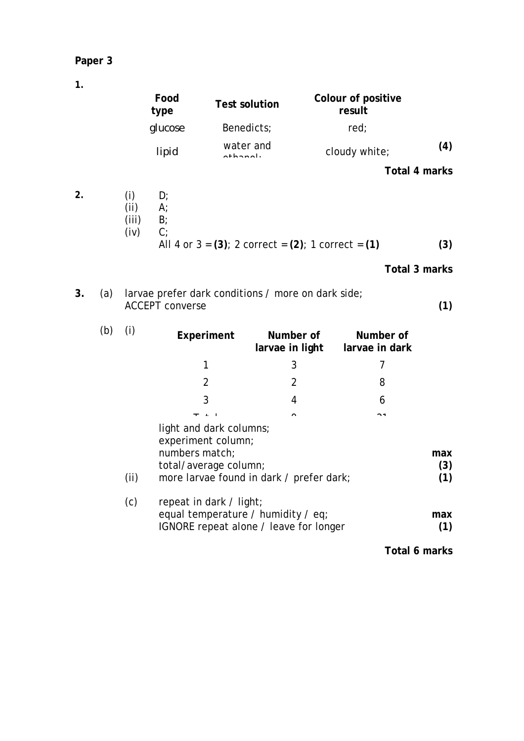**Paper 3**

**1.**

| Food type | Test solution | Colour of positive result |
|---|---|---|
| glucose | Benedicts; | red; |
| lipid | water and ethanol; | cloudy white; |

**(4)**

**Total 4 marks**

**2.**
(i) D;
(ii) A;
(iii) B;
(iv) C;
All 4 or 3 = **(3)**; 2 correct = **(2)**; 1 correct = **(1)** **(3)**

**Total 3 marks**

**3.** (a) larvae prefer dark conditions / more on dark side;
ACCEPT converse **(1)**

(b) (i)

| Experiment | Number of larvae in light | Number of larvae in dark |
|---|---|---|
| 1 | 3 | 7 |
| 2 | 2 | 8 |
| 3 | 4 | 6 |
| Total | 9 | 21 |

light and dark columns;
experiment column;
numbers match;
total/average column; **max (3)**

(ii) more larvae found in dark / prefer dark; **(1)**

(c) repeat in dark / light;
equal temperature / humidity / eq;
IGNORE repeat alone / leave for longer **max (1)**

**Total 6 marks**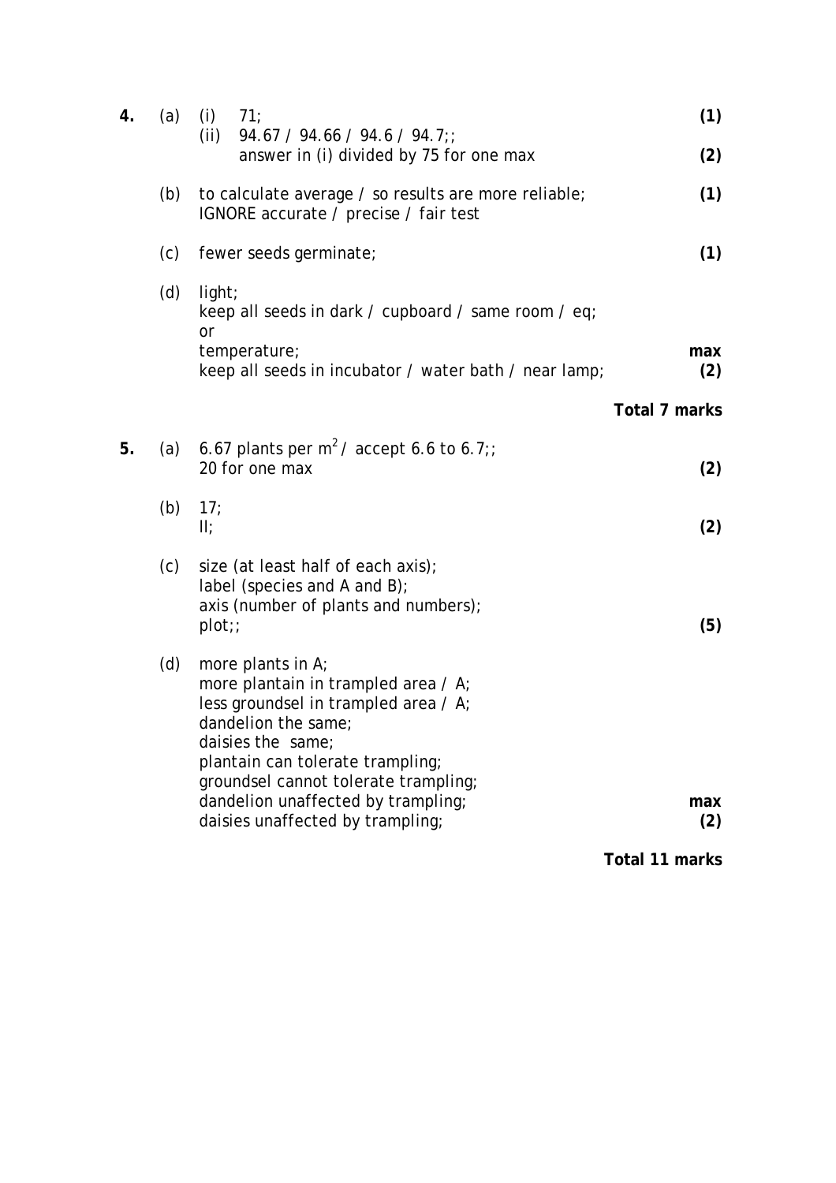| | | | |
|---|---|---|---|
| **4.** | (a) | (i) 71; | **(1)** |
| | | (ii) 94.67 / 94.66 / 94.6 / 94.7;; <br> answer in (i) divided by 75 for one max | **(2)** |
| | (b) | to calculate average / so results are more reliable; <br> IGNORE accurate / precise / fair test | **(1)** |
| | (c) | fewer seeds germinate; | **(1)** |
| | (d) | light; <br> keep all seeds in dark / cupboard / same room / eq; <br> or <br> temperature; <br> keep all seeds in incubator / water bath / near lamp; | **max (2)** |
| | | | **Total 7 marks** |
| **5.** | (a) | 6.67 plants per $m^2$ / accept 6.6 to 6.7;; <br> 20 for one max | **(2)** |
| | (b) | 17; <br> II; | **(2)** |
| | (c) | size (at least half of each axis); <br> label (species and A and B); <br> axis (number of plants and numbers); <br> plot;; | **(5)** |
| | (d) | more plants in A; <br> more plantain in trampled area / A; <br> less groundsel in trampled area / A; <br> dandelion the same; <br> daisies the same; <br> plantain can tolerate trampling; <br> groundsel cannot tolerate trampling; <br> dandelion unaffected by trampling; <br> daisies unaffected by trampling; | **max (2)** |
| | | | **Total 11 marks** |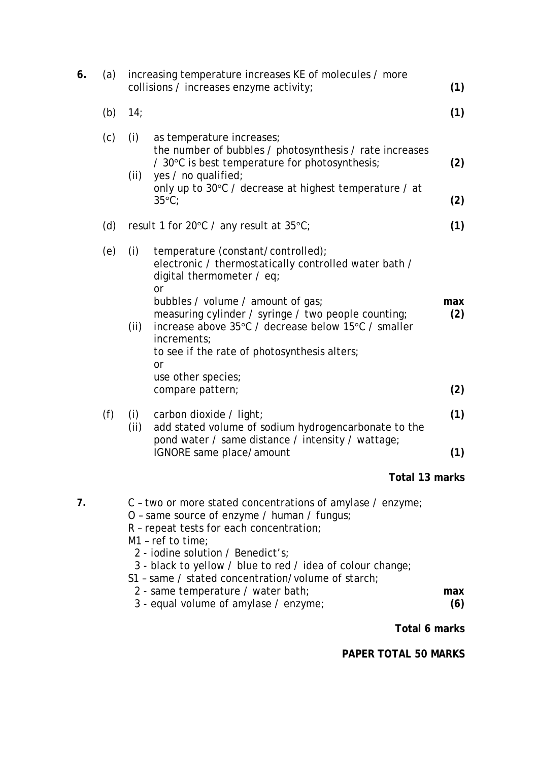| | | | | |
|---|---|---|---|---|
| **6.** | (a) | | increasing temperature increases KE of molecules / more collisions / increases enzyme activity; | **(1)** |
| | (b) | | 14; | **(1)** |
| | (c) | (i) | as temperature increases; the number of bubbles / photosynthesis / rate increases / 30°C is best temperature for photosynthesis; | **(2)** |
| | | (ii) | yes / no qualified; only up to 30°C / decrease at highest temperature / at 35°C; | **(2)** |
| | (d) | | result 1 for 20°C / any result at 35°C; | **(1)** |
| | (e) | (i) | temperature (constant/controlled); electronic / thermostatically controlled water bath / digital thermometer / eq; or bubbles / volume / amount of gas; measuring cylinder / syringe / two people counting; | **max (2)** |
| | | (ii) | increase above 35°C / decrease below 15°C / smaller increments; to see if the rate of photosynthesis alters; or use other species; compare pattern; | **(2)** |
| | (f) | (i) | carbon dioxide / light; | **(1)** |
| | | (ii) | add stated volume of sodium hydrogencarbonate to the pond water / same distance / intensity / wattage; IGNORE same place/amount | **(1)** |

**Total 13 marks**

**7.**

C – two or more stated concentrations of amylase / enzyme;
O – same source of enzyme / human / fungus;
R – repeat tests for each concentration;
M1 – ref to time;
  2 - iodine solution / Benedict's;
  3 - black to yellow / blue to red / idea of colour change;
S1 – same / stated concentration/volume of starch;
  2 - same temperature / water bath;
  3 - equal volume of amylase / enzyme;

**max (6)**

**Total 6 marks**

**PAPER TOTAL 50 MARKS**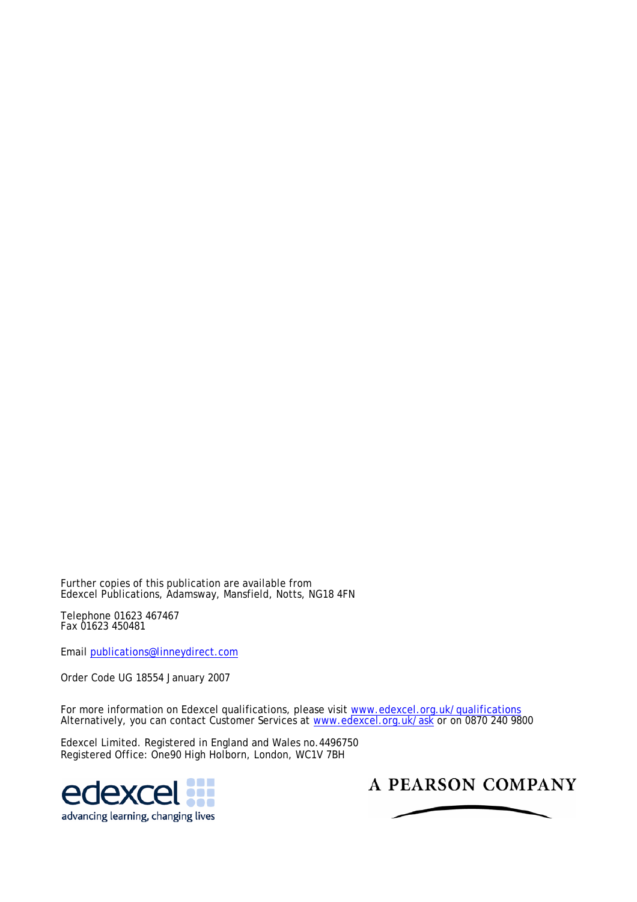Further copies of this publication are available from
Edexcel Publications, Adamsway, Mansfield, Notts, NG18 4FN

Telephone 01623 467467
Fax 01623 450481

Email publications@linneydirect.com

Order Code UG 18554 January 2007

For more information on Edexcel qualifications, please visit www.edexcel.org.uk/qualifications
Alternatively, you can contact Customer Services at www.edexcel.org.uk/ask or on 0870 240 9800

Edexcel Limited. Registered in England and Wales no.4496750
Registered Office: One90 High Holborn, London, WC1V 7BH

edexcel
advancing learning, changing lives

A PEARSON COMPANY